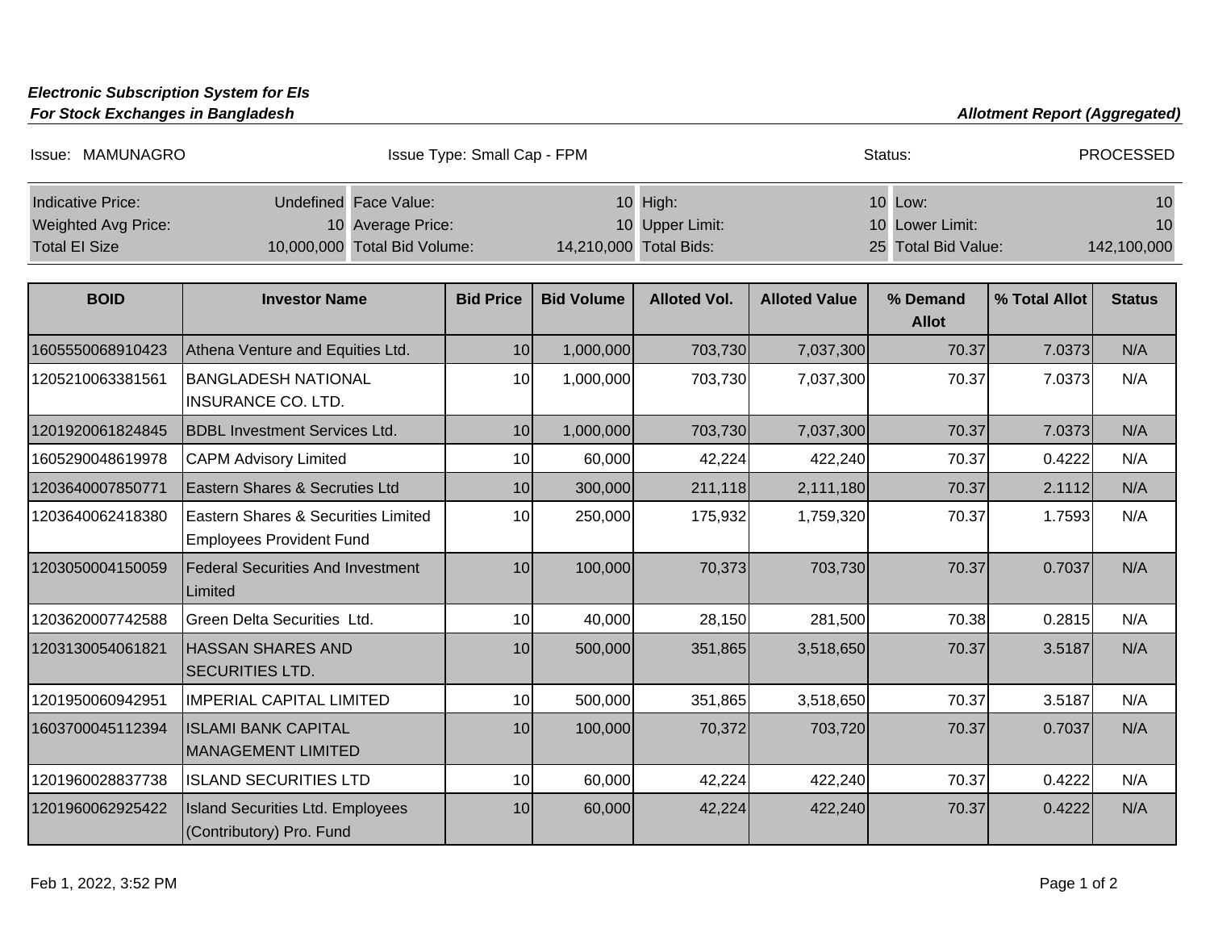***Electronic Subscription System for EIs***
***For Stock Exchanges in Bangladesh***

***Allotment Report (Aggregated)***

Issue: MAMUNAGRO | Issue Type: Small Cap - FPM | Status: PROCESSED

| | | | | | | | |
|---|---|---|---|---|---|---|---|
| Indicative Price: | Undefined | Face Value: | 10 | High: | 10 | Low: | 10 |
| Weighted Avg Price: | 10 | Average Price: | 10 | Upper Limit: | 10 | Lower Limit: | 10 |
| Total EI Size | 10,000,000 | Total Bid Volume: | 14,210,000 | Total Bids: | 25 | Total Bid Value: | 142,100,000 |

| BOID | Investor Name | Bid Price | Bid Volume | Alloted Vol. | Alloted Value | % Demand Allot | % Total Allot | Status |
|---|---|---|---|---|---|---|---|---|
| 1605550068910423 | Athena Venture and Equities Ltd. | 10 | 1,000,000 | 703,730 | 7,037,300 | 70.37 | 7.0373 | N/A |
| 1205210063381561 | BANGLADESH NATIONAL INSURANCE CO. LTD. | 10 | 1,000,000 | 703,730 | 7,037,300 | 70.37 | 7.0373 | N/A |
| 1201920061824845 | BDBL Investment Services Ltd. | 10 | 1,000,000 | 703,730 | 7,037,300 | 70.37 | 7.0373 | N/A |
| 1605290048619978 | CAPM Advisory Limited | 10 | 60,000 | 42,224 | 422,240 | 70.37 | 0.4222 | N/A |
| 1203640007850771 | Eastern Shares & Secruties Ltd | 10 | 300,000 | 211,118 | 2,111,180 | 70.37 | 2.1112 | N/A |
| 1203640062418380 | Eastern Shares & Securities Limited Employees Provident Fund | 10 | 250,000 | 175,932 | 1,759,320 | 70.37 | 1.7593 | N/A |
| 1203050004150059 | Federal Securities And Investment Limited | 10 | 100,000 | 70,373 | 703,730 | 70.37 | 0.7037 | N/A |
| 1203620007742588 | Green Delta Securities Ltd. | 10 | 40,000 | 28,150 | 281,500 | 70.38 | 0.2815 | N/A |
| 1203130054061821 | HASSAN SHARES AND SECURITIES LTD. | 10 | 500,000 | 351,865 | 3,518,650 | 70.37 | 3.5187 | N/A |
| 1201950060942951 | IMPERIAL CAPITAL LIMITED | 10 | 500,000 | 351,865 | 3,518,650 | 70.37 | 3.5187 | N/A |
| 1603700045112394 | ISLAMI BANK CAPITAL MANAGEMENT LIMITED | 10 | 100,000 | 70,372 | 703,720 | 70.37 | 0.7037 | N/A |
| 1201960028837738 | ISLAND SECURITIES LTD | 10 | 60,000 | 42,224 | 422,240 | 70.37 | 0.4222 | N/A |
| 1201960062925422 | Island Securities Ltd. Employees (Contributory) Pro. Fund | 10 | 60,000 | 42,224 | 422,240 | 70.37 | 0.4222 | N/A |

Feb 1, 2022, 3:52 PM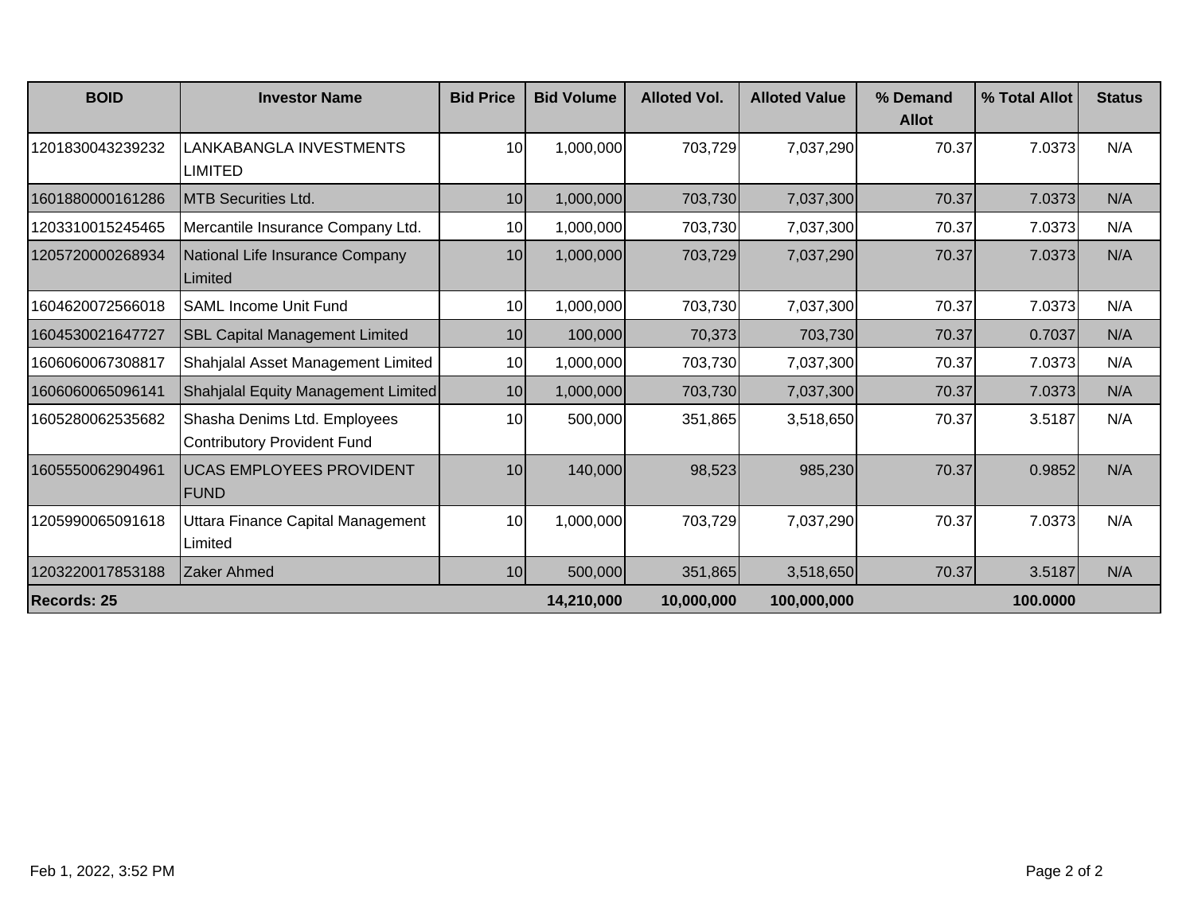| BOID | Investor Name | Bid Price | Bid Volume | Alloted Vol. | Alloted Value | % Demand Allot | % Total Allot | Status |
|---|---|---|---|---|---|---|---|---|
| 1201830043239232 | LANKABANGLA INVESTMENTS LIMITED | 10 | 1,000,000 | 703,729 | 7,037,290 | 70.37 | 7.0373 | N/A |
| 1601880000161286 | MTB Securities Ltd. | 10 | 1,000,000 | 703,730 | 7,037,300 | 70.37 | 7.0373 | N/A |
| 1203310015245465 | Mercantile Insurance Company Ltd. | 10 | 1,000,000 | 703,730 | 7,037,300 | 70.37 | 7.0373 | N/A |
| 1205720000268934 | National Life Insurance Company Limited | 10 | 1,000,000 | 703,729 | 7,037,290 | 70.37 | 7.0373 | N/A |
| 1604620072566018 | SAML Income Unit Fund | 10 | 1,000,000 | 703,730 | 7,037,300 | 70.37 | 7.0373 | N/A |
| 1604530021647727 | SBL Capital Management Limited | 10 | 100,000 | 70,373 | 703,730 | 70.37 | 0.7037 | N/A |
| 1606060067308817 | Shahjalal Asset Management Limited | 10 | 1,000,000 | 703,730 | 7,037,300 | 70.37 | 7.0373 | N/A |
| 1606060065096141 | Shahjalal Equity Management Limited | 10 | 1,000,000 | 703,730 | 7,037,300 | 70.37 | 7.0373 | N/A |
| 1605280062535682 | Shasha Denims Ltd. Employees Contributory Provident Fund | 10 | 500,000 | 351,865 | 3,518,650 | 70.37 | 3.5187 | N/A |
| 1605550062904961 | UCAS EMPLOYEES PROVIDENT FUND | 10 | 140,000 | 98,523 | 985,230 | 70.37 | 0.9852 | N/A |
| 1205990065091618 | Uttara Finance Capital Management Limited | 10 | 1,000,000 | 703,729 | 7,037,290 | 70.37 | 7.0373 | N/A |
| 1203220017853188 | Zaker Ahmed | 10 | 500,000 | 351,865 | 3,518,650 | 70.37 | 3.5187 | N/A |
| **Records: 25** | | | **14,210,000** | **10,000,000** | **100,000,000** | | **100.0000** | |

Feb 1, 2022, 3:52 PM